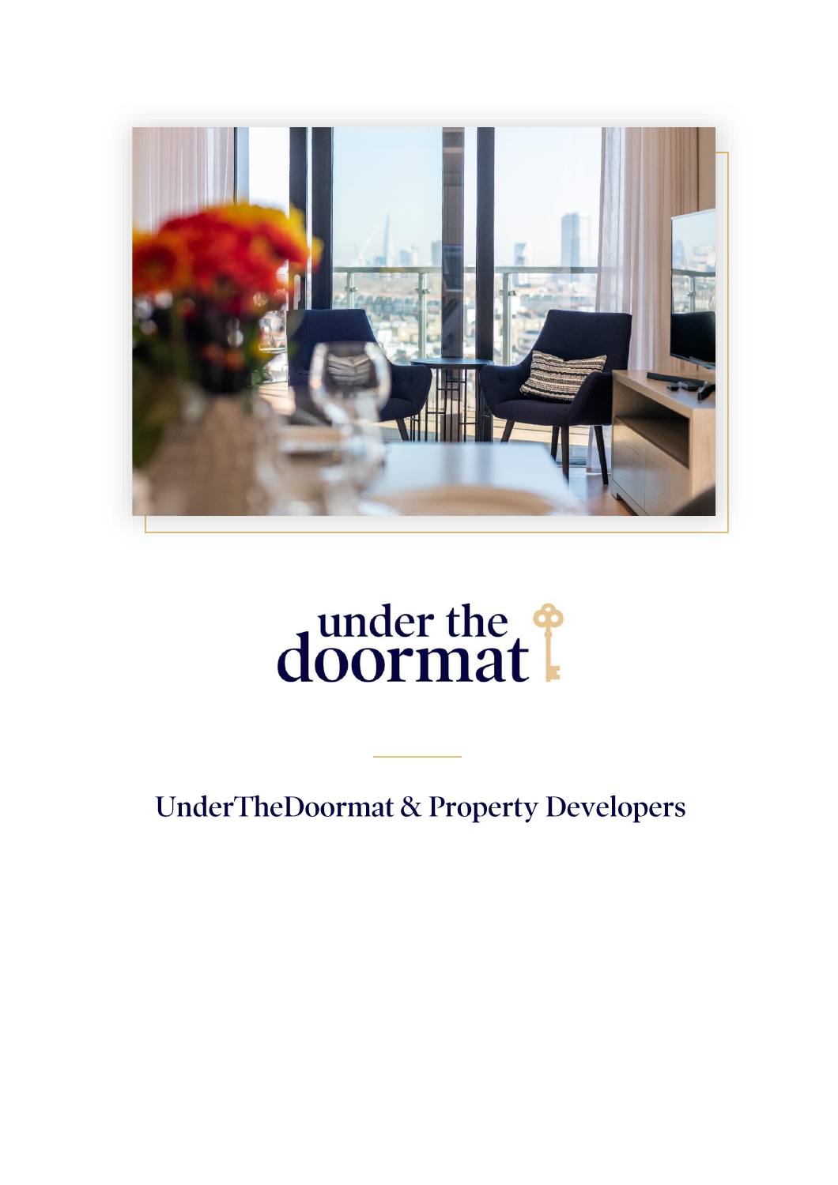under the doormat

# UnderTheDoormat & Property Developers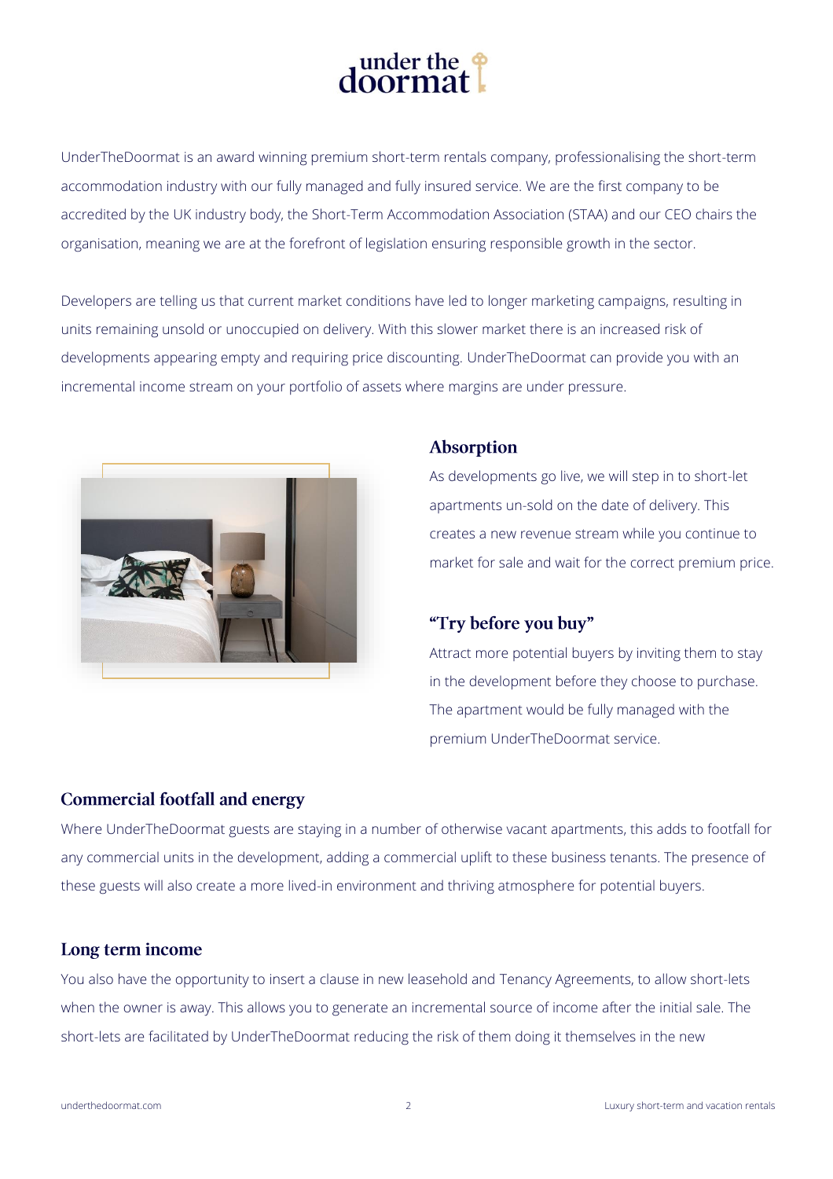UnderTheDoormat is an award winning premium short-term rentals company, professionalising the short-term accommodation industry with our fully managed and fully insured service. We are the first company to be accredited by the UK industry body, the Short-Term Accommodation Association (STAA) and our CEO chairs the organisation, meaning we are at the forefront of legislation ensuring responsible growth in the sector.

Developers are telling us that current market conditions have led to longer marketing campaigns, resulting in units remaining unsold or unoccupied on delivery. With this slower market there is an increased risk of developments appearing empty and requiring price discounting. UnderTheDoormat can provide you with an incremental income stream on your portfolio of assets where margins are under pressure.

## Absorption

As developments go live, we will step in to short-let apartments un-sold on the date of delivery. This creates a new revenue stream while you continue to market for sale and wait for the correct premium price.

## "Try before you buy"

Attract more potential buyers by inviting them to stay in the development before they choose to purchase. The apartment would be fully managed with the premium UnderTheDoormat service.

## Commercial footfall and energy

Where UnderTheDoormat guests are staying in a number of otherwise vacant apartments, this adds to footfall for any commercial units in the development, adding a commercial uplift to these business tenants. The presence of these guests will also create a more lived-in environment and thriving atmosphere for potential buyers.

## Long term income

You also have the opportunity to insert a clause in new leasehold and Tenancy Agreements, to allow short-lets when the owner is away. This allows you to generate an incremental source of income after the initial sale. The short-lets are facilitated by UnderTheDoormat reducing the risk of them doing it themselves in the new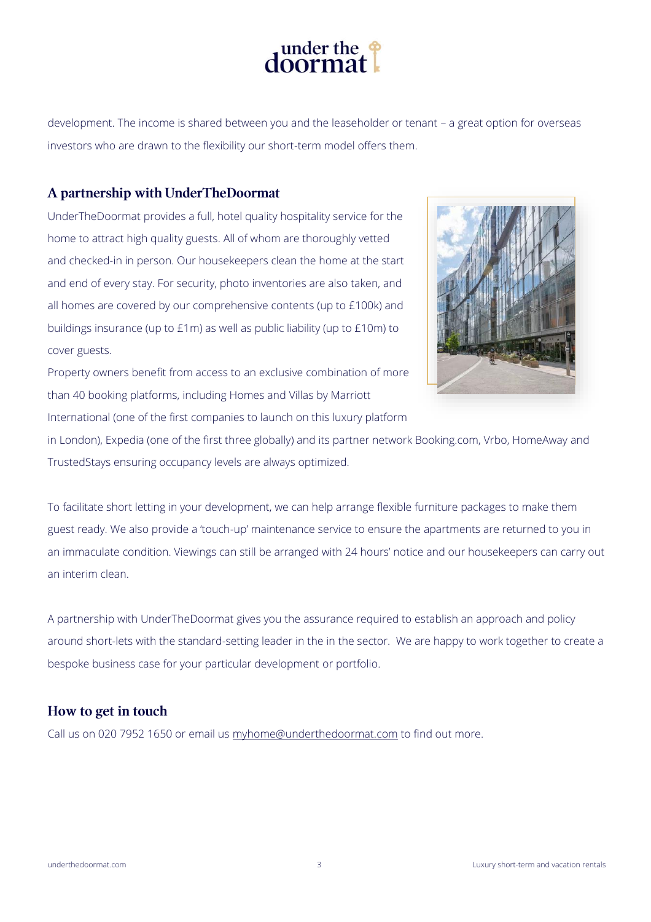development. The income is shared between you and the leaseholder or tenant – a great option for overseas investors who are drawn to the flexibility our short-term model offers them.

## A partnership with UnderTheDoormat

UnderTheDoormat provides a full, hotel quality hospitality service for the home to attract high quality guests. All of whom are thoroughly vetted and checked-in in person. Our housekeepers clean the home at the start and end of every stay. For security, photo inventories are also taken, and all homes are covered by our comprehensive contents (up to £100k) and buildings insurance (up to £1m) as well as public liability (up to £10m) to cover guests.

Property owners benefit from access to an exclusive combination of more than 40 booking platforms, including Homes and Villas by Marriott International (one of the first companies to launch on this luxury platform in London), Expedia (one of the first three globally) and its partner network Booking.com, Vrbo, HomeAway and TrustedStays ensuring occupancy levels are always optimized.

To facilitate short letting in your development, we can help arrange flexible furniture packages to make them guest ready. We also provide a 'touch-up' maintenance service to ensure the apartments are returned to you in an immaculate condition. Viewings can still be arranged with 24 hours' notice and our housekeepers can carry out an interim clean.

A partnership with UnderTheDoormat gives you the assurance required to establish an approach and policy around short-lets with the standard-setting leader in the in the sector. We are happy to work together to create a bespoke business case for your particular development or portfolio.

## How to get in touch

Call us on 020 7952 1650 or email us myhome@underthedoormat.com to find out more.